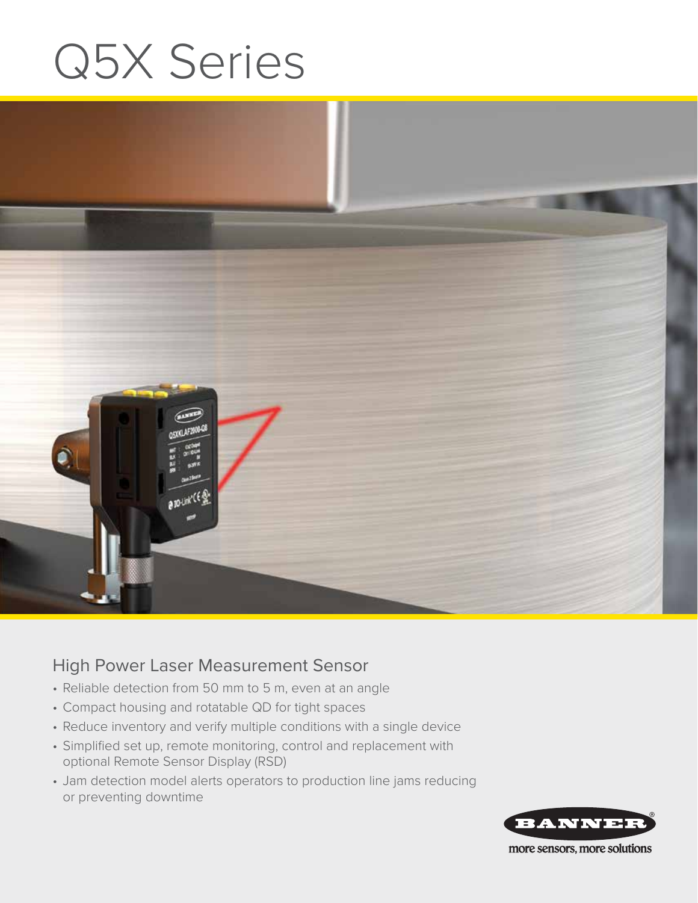# Q5X Series

## High Power Laser Measurement Sensor

- Reliable detection from 50 mm to 5 m, even at an angle
- Compact housing and rotatable QD for tight spaces
- Reduce inventory and verify multiple conditions with a single device
- Simplified set up, remote monitoring, control and replacement with optional Remote Sensor Display (RSD)
- Jam detection model alerts operators to production line jams reducing or preventing downtime

BANNER®

more sensors, more solutions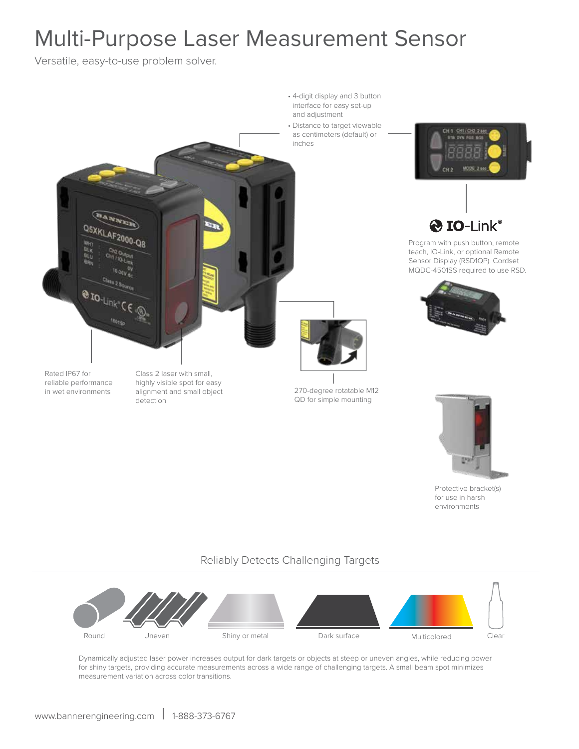# Multi-Purpose Laser Measurement Sensor

Versatile, easy-to-use problem solver.

- 4-digit display and 3 button interface for easy set-up and adjustment
- Distance to target viewable as centimeters (default) or inches

Program with push button, remote teach, IO-Link, or optional Remote Sensor Display (RSD1QP). Cordset MQDC-4501SS required to use RSD.

Rated IP67 for reliable performance in wet environments

Class 2 laser with small, highly visible spot for easy alignment and small object detection

270-degree rotatable M12 QD for simple mounting

Protective bracket(s) for use in harsh environments

## Reliably Detects Challenging Targets

Round | Uneven | Shiny or metal | Dark surface | Multicolored | Clear

Dynamically adjusted laser power increases output for dark targets or objects at steep or uneven angles, while reducing power for shiny targets, providing accurate measurements across a wide range of challenging targets. A small beam spot minimizes measurement variation across color transitions.

www.bannerengineering.com | 1-888-373-6767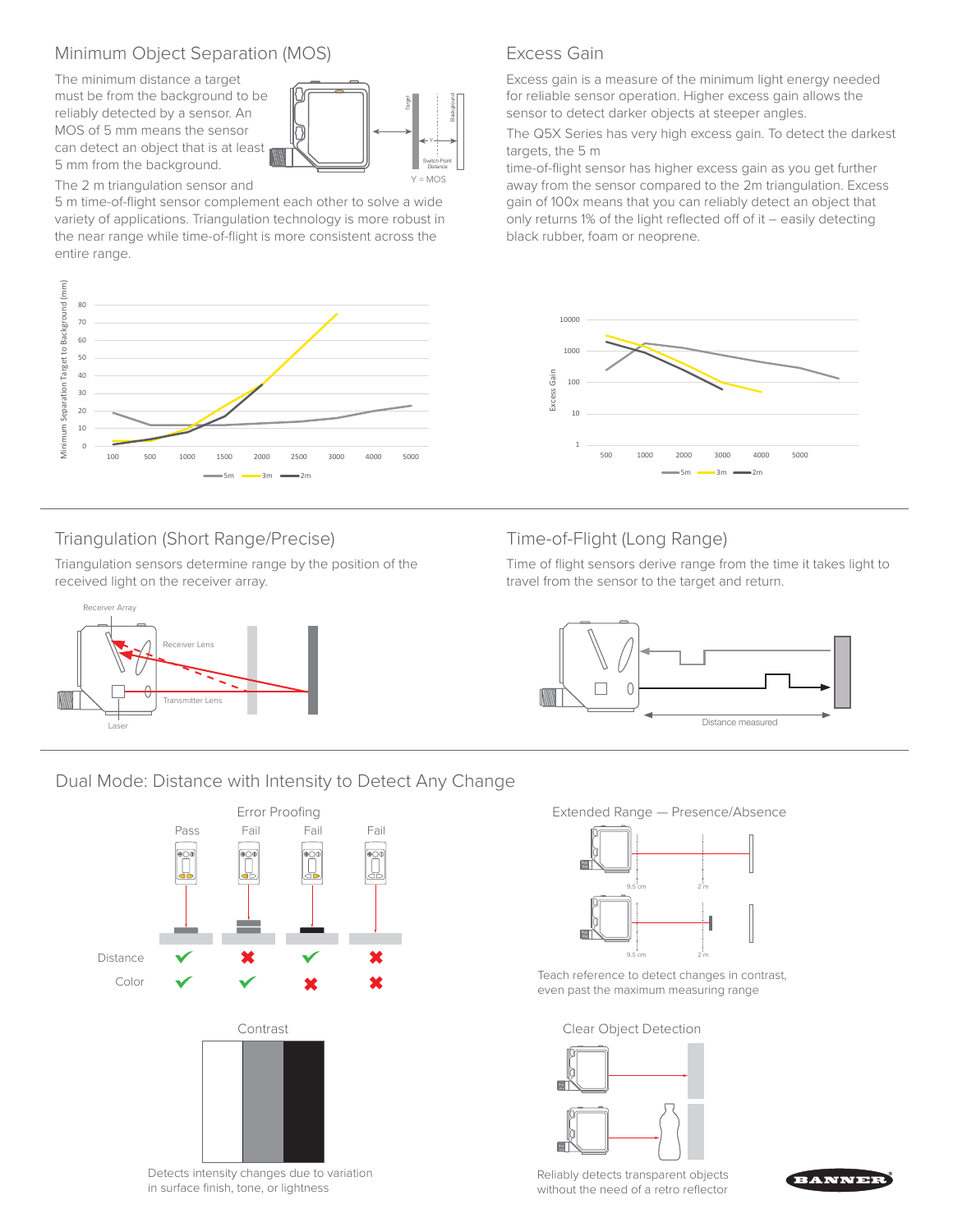## Minimum Object Separation (MOS)

The minimum distance a target must be from the background to be reliably detected by a sensor. An MOS of 5 mm means the sensor can detect an object that is at least 5 mm from the background.

Target | Background | Y | Switch Point Distance | Y = MOS

The 2 m triangulation sensor and 5 m time-of-flight sensor complement each other to solve a wide variety of applications. Triangulation technology is more robust in the near range while time-of-flight is more consistent across the entire range.

Minimum Separation Target to Background (mm) — 5m, 3m, 2m (x-axis: 100, 500, 1000, 1500, 2000, 2500, 3000, 4000, 5000)

## Excess Gain

Excess gain is a measure of the minimum light energy needed for reliable sensor operation. Higher excess gain allows the sensor to detect darker objects at steeper angles.

The Q5X Series has very high excess gain. To detect the darkest targets, the 5 m time-of-flight sensor has higher excess gain as you get further away from the sensor compared to the 2m triangulation. Excess gain of 100x means that you can reliably detect an object that only returns 1% of the light reflected off of it – easily detecting black rubber, foam or neoprene.

Excess Gain — 5m, 3m, 2m (x-axis: 500, 1000, 2000, 3000, 4000, 5000)

## Triangulation (Short Range/Precise)

Triangulation sensors determine range by the position of the received light on the receiver array.

Receiver Array | Receiver Lens | Transmitter Lens | Laser

## Time-of-Flight (Long Range)

Time of flight sensors derive range from the time it takes light to travel from the sensor to the target and return.

Distance measured

## Dual Mode: Distance with Intensity to Detect Any Change

### Error Proofing

| | Pass | Fail | Fail | Fail |
|---|---|---|---|---|
| Distance | ✔ | ✖ | ✔ | ✖ |
| Color | ✔ | ✔ | ✖ | ✖ |

### Contrast

Detects intensity changes due to variation in surface finish, tone, or lightness

### Extended Range — Presence/Absence

9.5 cm | 2 m

Teach reference to detect changes in contrast, even past the maximum measuring range

### Clear Object Detection

Reliably detects transparent objects without the need of a retro reflector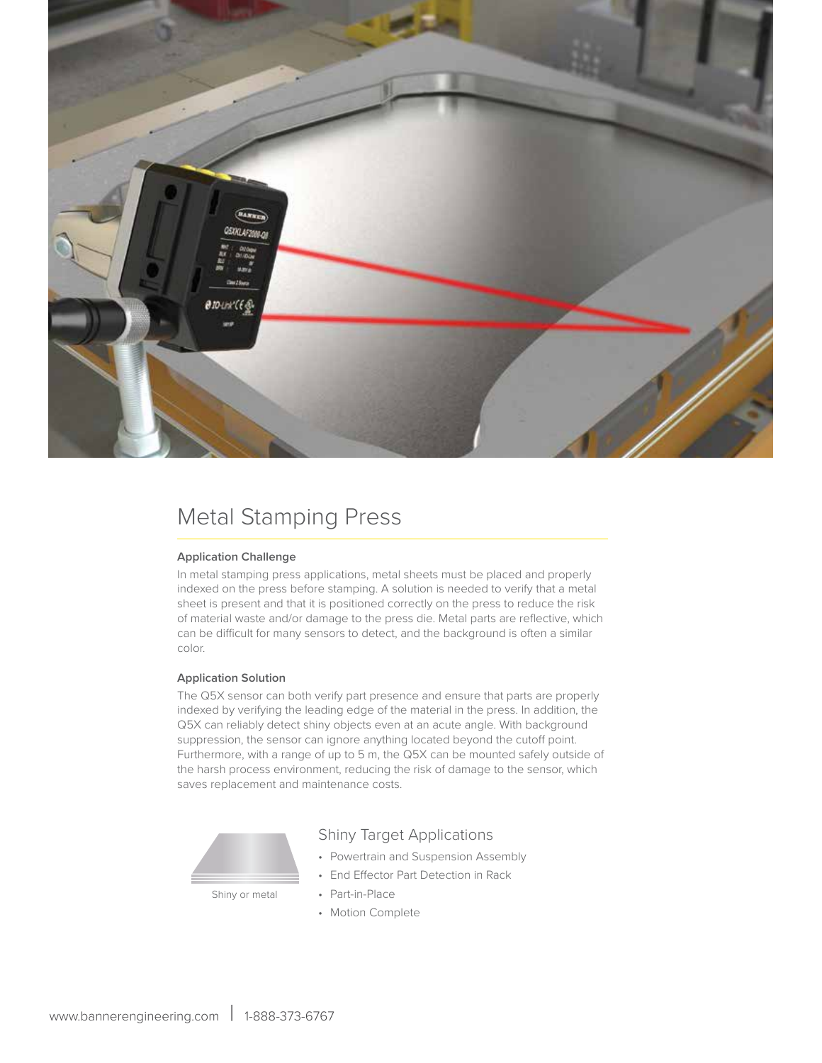## Metal Stamping Press

### Application Challenge

In metal stamping press applications, metal sheets must be placed and properly indexed on the press before stamping. A solution is needed to verify that a metal sheet is present and that it is positioned correctly on the press to reduce the risk of material waste and/or damage to the press die. Metal parts are reflective, which can be difficult for many sensors to detect, and the background is often a similar color.

### Application Solution

The Q5X sensor can both verify part presence and ensure that parts are properly indexed by verifying the leading edge of the material in the press. In addition, the Q5X can reliably detect shiny objects even at an acute angle. With background suppression, the sensor can ignore anything located beyond the cutoff point. Furthermore, with a range of up to 5 m, the Q5X can be mounted safely outside of the harsh process environment, reducing the risk of damage to the sensor, which saves replacement and maintenance costs.

Shiny or metal

### Shiny Target Applications

- Powertrain and Suspension Assembly
- End Effector Part Detection in Rack
- Part-in-Place
- Motion Complete

www.bannerengineering.com | 1-888-373-6767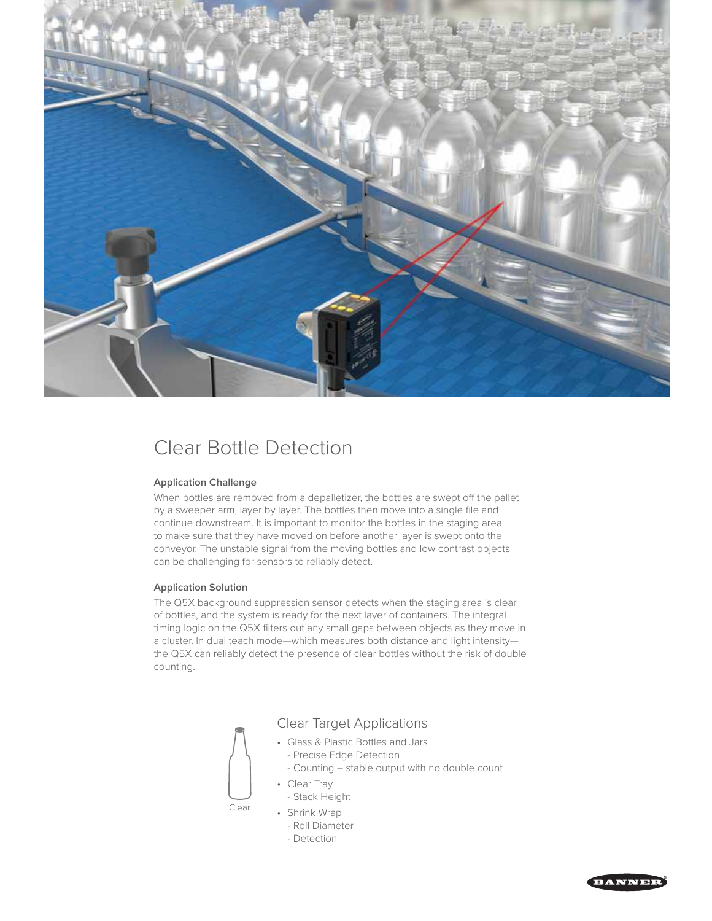# Clear Bottle Detection

### Application Challenge

When bottles are removed from a depalletizer, the bottles are swept off the pallet by a sweeper arm, layer by layer. The bottles then move into a single file and continue downstream. It is important to monitor the bottles in the staging area to make sure that they have moved on before another layer is swept onto the conveyor. The unstable signal from the moving bottles and low contrast objects can be challenging for sensors to reliably detect.

### Application Solution

The Q5X background suppression sensor detects when the staging area is clear of bottles, and the system is ready for the next layer of containers. The integral timing logic on the Q5X filters out any small gaps between objects as they move in a cluster. In dual teach mode—which measures both distance and light intensity—the Q5X can reliably detect the presence of clear bottles without the risk of double counting.

Clear

## Clear Target Applications

- Glass & Plastic Bottles and Jars
  - Precise Edge Detection
  - Counting – stable output with no double count
- Clear Tray
  - Stack Height
- Shrink Wrap
  - Roll Diameter
  - Detection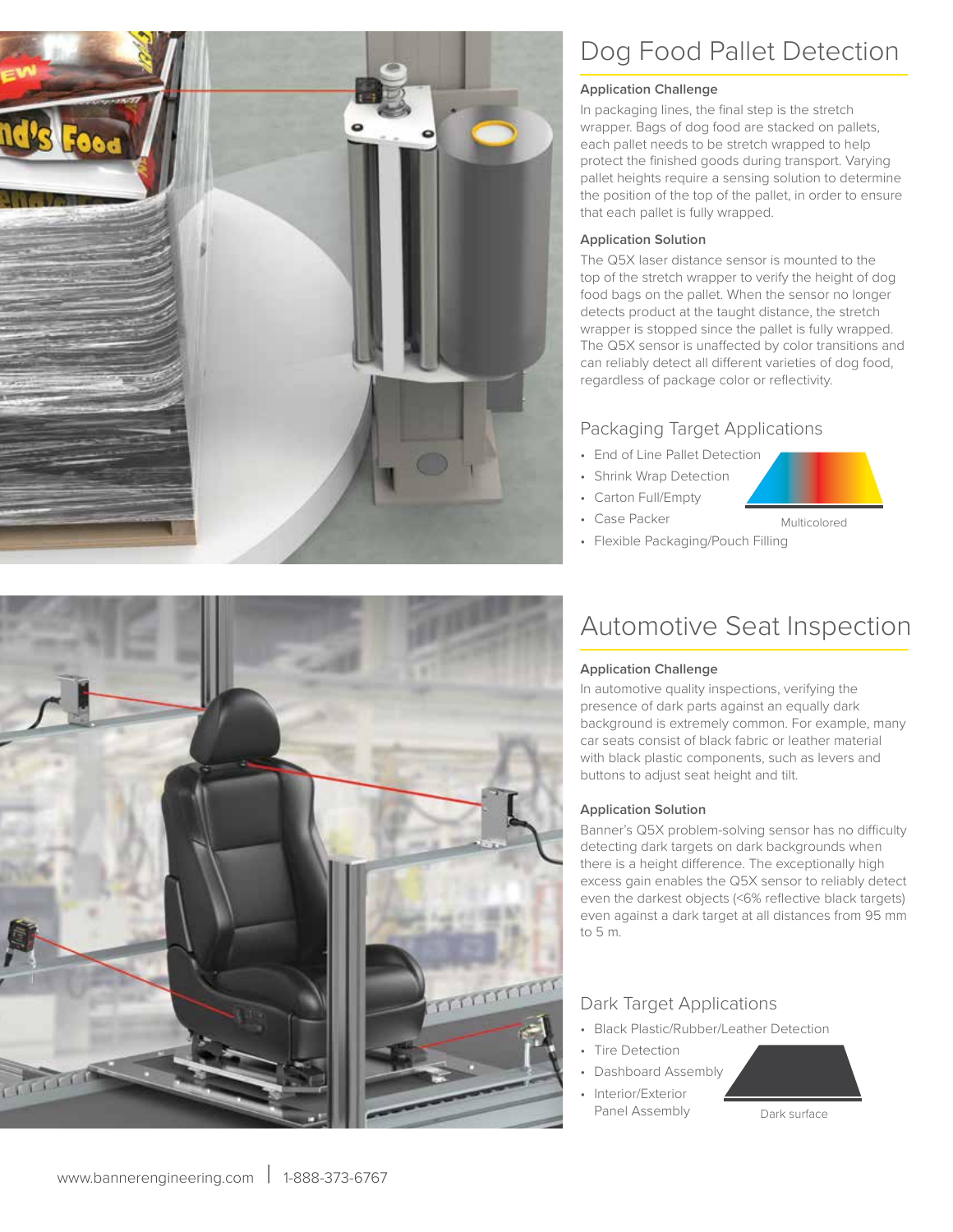# Dog Food Pallet Detection

### Application Challenge

In packaging lines, the final step is the stretch wrapper. Bags of dog food are stacked on pallets, each pallet needs to be stretch wrapped to help protect the finished goods during transport. Varying pallet heights require a sensing solution to determine the position of the top of the pallet, in order to ensure that each pallet is fully wrapped.

### Application Solution

The Q5X laser distance sensor is mounted to the top of the stretch wrapper to verify the height of dog food bags on the pallet. When the sensor no longer detects product at the taught distance, the stretch wrapper is stopped since the pallet is fully wrapped. The Q5X sensor is unaffected by color transitions and can reliably detect all different varieties of dog food, regardless of package color or reflectivity.

## Packaging Target Applications

- End of Line Pallet Detection
- Shrink Wrap Detection
- Carton Full/Empty
- Case Packer
- Flexible Packaging/Pouch Filling

Multicolored

# Automotive Seat Inspection

### Application Challenge

In automotive quality inspections, verifying the presence of dark parts against an equally dark background is extremely common. For example, many car seats consist of black fabric or leather material with black plastic components, such as levers and buttons to adjust seat height and tilt.

### Application Solution

Banner's Q5X problem-solving sensor has no difficulty detecting dark targets on dark backgrounds when there is a height difference. The exceptionally high excess gain enables the Q5X sensor to reliably detect even the darkest objects (<6% reflective black targets) even against a dark target at all distances from 95 mm to 5 m.

## Dark Target Applications

- Black Plastic/Rubber/Leather Detection
- Tire Detection
- Dashboard Assembly
- Interior/Exterior Panel Assembly

Dark surface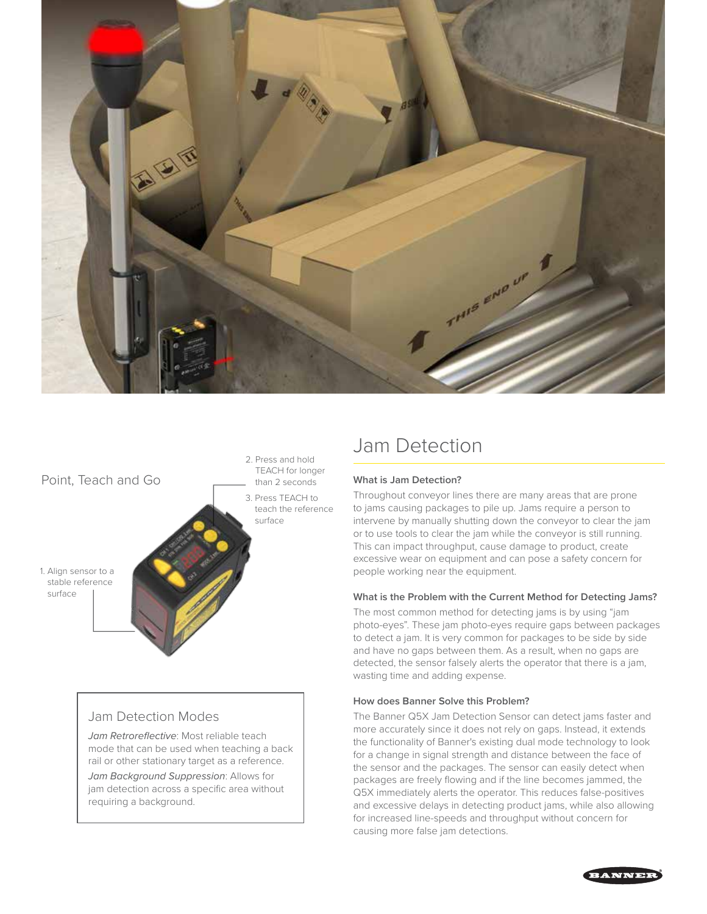Point, Teach and Go

1. Align sensor to a stable reference surface
2. Press and hold TEACH for longer than 2 seconds
3. Press TEACH to teach the reference surface

### Jam Detection Modes

*Jam Retroreflective*: Most reliable teach mode that can be used when teaching a back rail or other stationary target as a reference.

*Jam Background Suppression*: Allows for jam detection across a specific area without requiring a background.

# Jam Detection

#### What is Jam Detection?

Throughout conveyor lines there are many areas that are prone to jams causing packages to pile up. Jams require a person to intervene by manually shutting down the conveyor to clear the jam or to use tools to clear the jam while the conveyor is still running. This can impact throughput, cause damage to product, create excessive wear on equipment and can pose a safety concern for people working near the equipment.

#### What is the Problem with the Current Method for Detecting Jams?

The most common method for detecting jams is by using "jam photo-eyes". These jam photo-eyes require gaps between packages to detect a jam. It is very common for packages to be side by side and have no gaps between them. As a result, when no gaps are detected, the sensor falsely alerts the operator that there is a jam, wasting time and adding expense.

#### How does Banner Solve this Problem?

The Banner Q5X Jam Detection Sensor can detect jams faster and more accurately since it does not rely on gaps. Instead, it extends the functionality of Banner's existing dual mode technology to look for a change in signal strength and distance between the face of the sensor and the packages. The sensor can easily detect when packages are freely flowing and if the line becomes jammed, the Q5X immediately alerts the operator. This reduces false-positives and excessive delays in detecting product jams, while also allowing for increased line-speeds and throughput without concern for causing more false jam detections.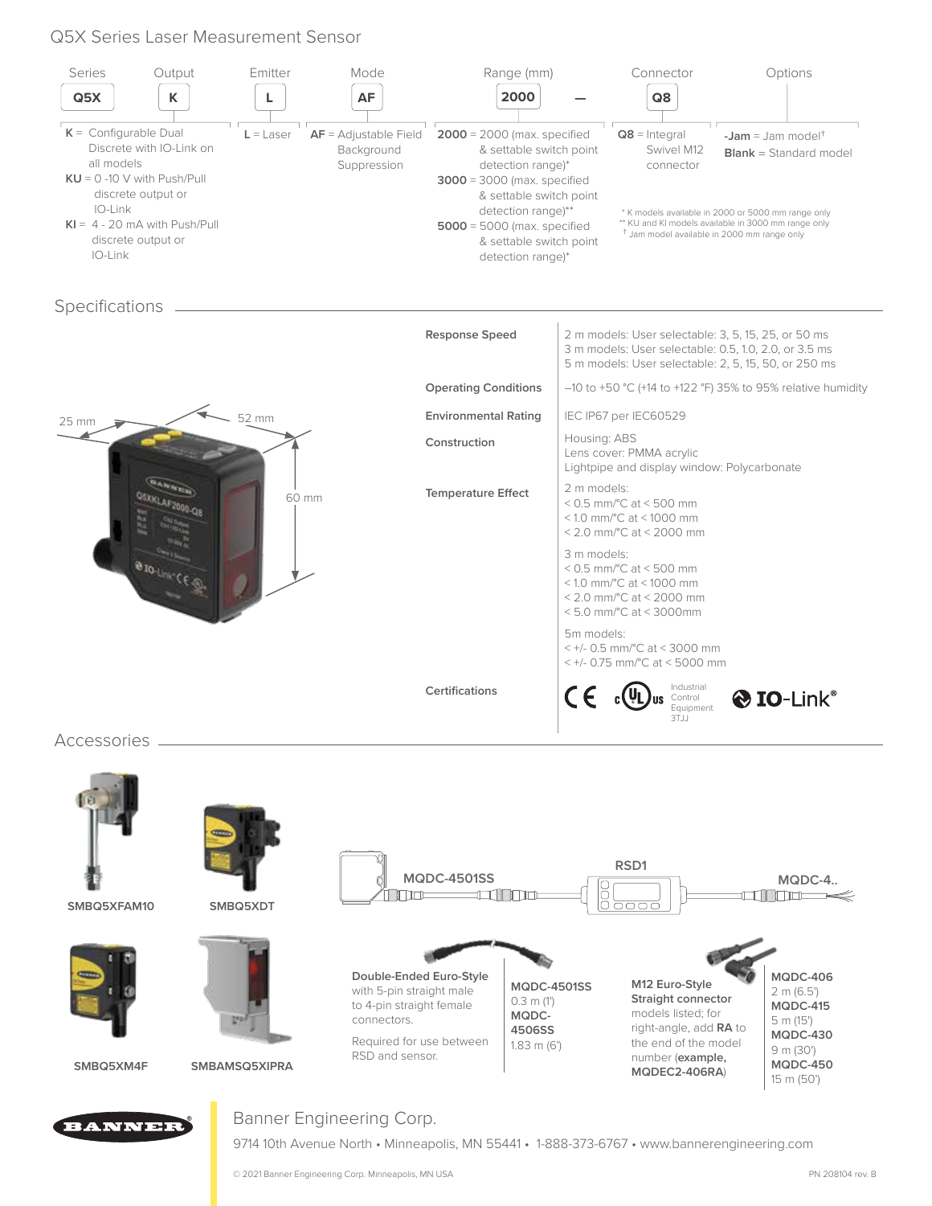## Q5X Series Laser Measurement Sensor

| Series | Output | Emitter | Mode | Range (mm) | | Connector | Options |
|---|---|---|---|---|---|---|---|
| Q5X | K | L | AF | 2000 | — | Q8 | |

- **Output**
  - **K** = Configurable Dual Discrete with IO-Link on all models
  - **KU** = 0 -10 V with Push/Pull discrete output or IO-Link
  - **KI** = 4 - 20 mA with Push/Pull discrete output or IO-Link
- **Emitter**
  - **L** = Laser
- **Mode**
  - **AF** = Adjustable Field Background Suppression
- **Range (mm)**
  - **2000** = 2000 (max. specified & settable switch point detection range)*
  - **3000** = 3000 (max. specified & settable switch point detection range)**
  - **5000** = 5000 (max. specified & settable switch point detection range)*
- **Connector**
  - **Q8** = Integral Swivel M12 connector
- **Options**
  - **-Jam** = Jam model†
  - **Blank** = Standard model

\* K models available in 2000 or 5000 mm range only
\*\* KU and KI models available in 3000 mm range only
† Jam model available in 2000 mm range only

## Specifications

25 mm
52 mm
60 mm

| | |
|---|---|
| **Response Speed** | 2 m models: User selectable: 3, 5, 15, 25, or 50 ms<br>3 m models: User selectable: 0.5, 1.0, 2.0, or 3.5 ms<br>5 m models: User selectable: 2, 5, 15, 50, or 250 ms |
| **Operating Conditions** | –10 to +50 °C (+14 to +122 °F) 35% to 95% relative humidity |
| **Environmental Rating** | IEC IP67 per IEC60529 |
| **Construction** | Housing: ABS<br>Lens cover: PMMA acrylic<br>Lightpipe and display window: Polycarbonate |
| **Temperature Effect** | 2 m models:<br>< 0.5 mm/°C at < 500 mm<br>< 1.0 mm/°C at < 1000 mm<br>< 2.0 mm/°C at < 2000 mm<br><br>3 m models:<br>< 0.5 mm/°C at < 500 mm<br>< 1.0 mm/°C at < 1000 mm<br>< 2.0 mm/°C at < 2000 mm<br>< 5.0 mm/°C at < 3000mm<br><br>5m models:<br>< +/- 0.5 mm/°C at < 3000 mm<br>< +/- 0.75 mm/°C at < 5000 mm |
| **Certifications** | CE, cULus Industrial Control Equipment 3TJJ, IO-Link |

## Accessories

SMBQ5XFAM10

SMBQ5XDT

SMBQ5XM4F

SMBAMSQ5XIPRA

MQDC-4501SS
RSD1
MQDC-4..

**Double-Ended Euro-Style** with 5-pin straight male to 4-pin straight female connectors.

Required for use between RSD and sensor.

**MQDC-4501SS**
0.3 m (1')
**MQDC-4506SS**
1.83 m (6')

**M12 Euro-Style Straight connector** models listed; for right-angle, add **RA** to the end of the model number (**example, MQDEC2-406RA**)

**MQDC-406**
2 m (6.5')
**MQDC-415**
5 m (15')
**MQDC-430**
9 m (30')
**MQDC-450**
15 m (50')

Banner Engineering Corp.

9714 10th Avenue North • Minneapolis, MN 55441 • 1-888-373-6767 • www.bannerengineering.com

© 2021 Banner Engineering Corp. Minneapolis, MN USA

PN 208104 rev. B